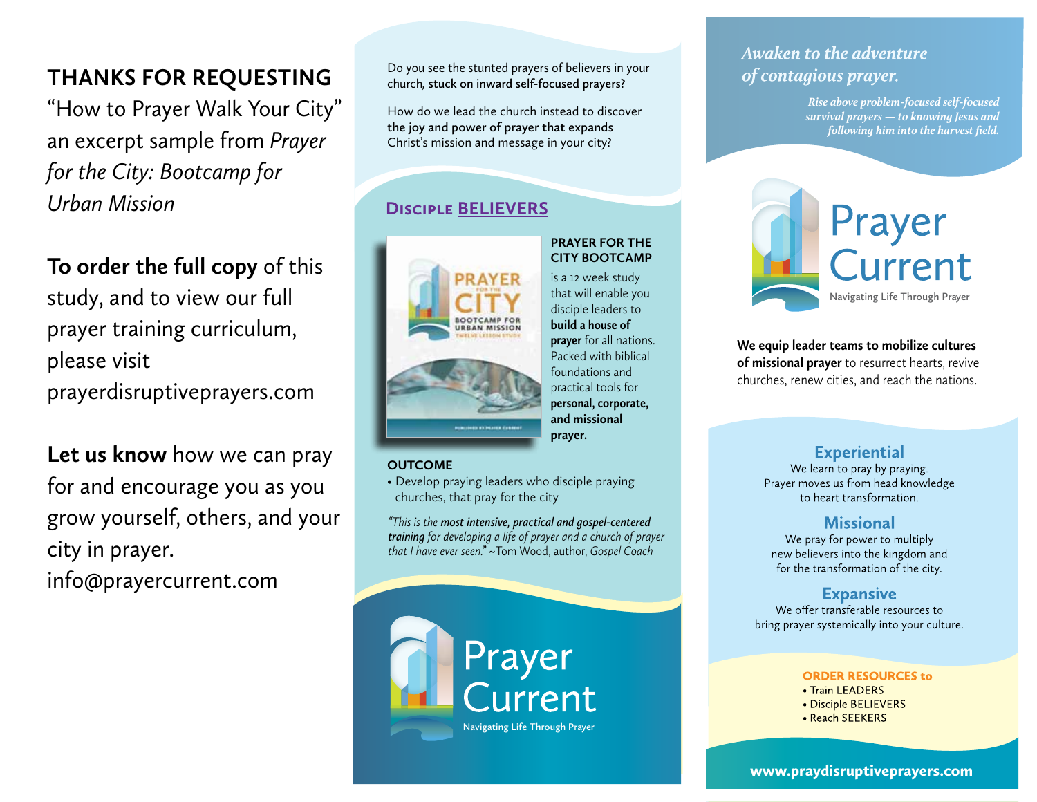**THANKS FOR REQUESTING**
"How to Prayer Walk Your City" an excerpt sample from *Prayer for the City: Bootcamp for Urban Mission*

**To order the full copy** of this study, and to view our full prayer training curriculum, please visit prayerdisruptiveprayers.com

**Let us know** how we can pray for and encourage you as you grow yourself, others, and your city in prayer.
info@prayercurrent.com

Do you see the stunted prayers of believers in your church, **stuck on inward self-focused prayers?**

How do we lead the church instead to discover **the joy and power of prayer that expands** Christ's mission and message in your city?

## Disciple BELIEVERS

PRAYER FOR THE CITY — BOOTCAMP FOR URBAN MISSION — TWELVE LESSON STUDY

**PRAYER FOR THE CITY BOOTCAMP**

is a 12 week study that will enable you disciple leaders to **build a house of prayer** for all nations. Packed with biblical foundations and practical tools for **personal, corporate, and missional prayer.**

**OUTCOME**

- Develop praying leaders who disciple praying churches, that pray for the city

*"This is the **most intensive, practical and gospel-centered training** for developing a life of prayer and a church of prayer that I have ever seen."* ~Tom Wood, author, *Gospel Coach*

Prayer Current
Navigating Life Through Prayer

*Awaken to the adventure of contagious prayer.*

*Rise above problem-focused self-focused survival prayers — to knowing Jesus and following him into the harvest field.*

Prayer Current
Navigating Life Through Prayer

**We equip leader teams to mobilize cultures of missional prayer** to resurrect hearts, revive churches, renew cities, and reach the nations.

### Experiential
We learn to pray by praying.
Prayer moves us from head knowledge to heart transformation.

### Missional
We pray for power to multiply new believers into the kingdom and for the transformation of the city.

### Expansive
We offer transferable resources to bring prayer systemically into your culture.

**ORDER RESOURCES to**
- Train LEADERS
- Disciple BELIEVERS
- Reach SEEKERS

**www.praydisruptiveprayers.com**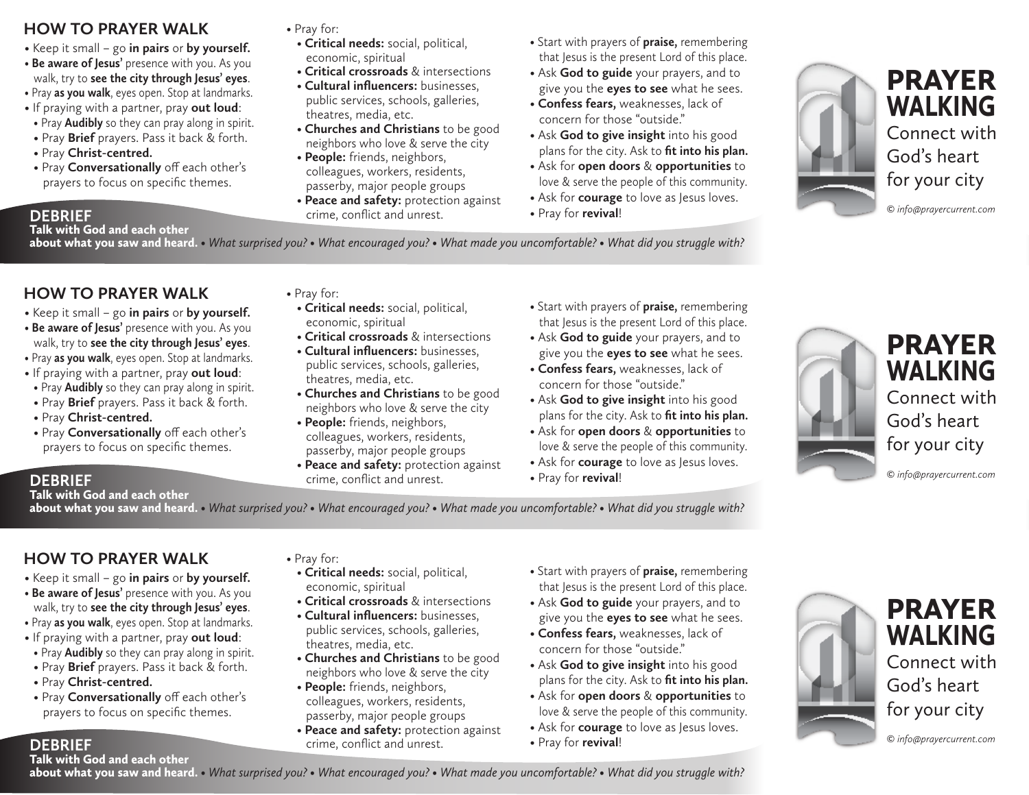## HOW TO PRAYER WALK

- Keep it small – go **in pairs** or **by yourself.**
- **Be aware of Jesus'** presence with you. As you walk, try to **see the city through Jesus' eyes**.
- Pray **as you walk**, eyes open. Stop at landmarks.
- If praying with a partner, pray **out loud**:
  - Pray **Audibly** so they can pray along in spirit.
  - Pray **Brief** prayers. Pass it back & forth.
  - Pray **Christ-centred.**
  - Pray **Conversationally** off each other's prayers to focus on specific themes.

- Pray for:
  - **Critical needs:** social, political, economic, spiritual
  - **Critical crossroads** & intersections
  - **Cultural influencers:** businesses, public services, schools, galleries, theatres, media, etc.
  - **Churches and Christians** to be good neighbors who love & serve the city
  - **People:** friends, neighbors, colleagues, workers, residents, passerby, major people groups
  - **Peace and safety:** protection against crime, conflict and unrest.

- Start with prayers of **praise,** remembering that Jesus is the present Lord of this place.
- Ask **God to guide** your prayers, and to give you the **eyes to see** what he sees.
- **Confess fears,** weaknesses, lack of concern for those "outside."
- Ask **God to give insight** into his good plans for the city. Ask to **fit into his plan.**
- Ask for **open doors** & **opportunities** to love & serve the people of this community.
- Ask for **courage** to love as Jesus loves.
- Pray for **revival**!

### DEBRIEF

**Talk with God and each other about what you saw and heard.** • *What surprised you? • What encouraged you? • What made you uncomfortable? • What did you struggle with?*

# PRAYER WALKING

Connect with God's heart for your city

*© info@prayercurrent.com*

---

## HOW TO PRAYER WALK

- Keep it small – go **in pairs** or **by yourself.**
- **Be aware of Jesus'** presence with you. As you walk, try to **see the city through Jesus' eyes**.
- Pray **as you walk**, eyes open. Stop at landmarks.
- If praying with a partner, pray **out loud**:
  - Pray **Audibly** so they can pray along in spirit.
  - Pray **Brief** prayers. Pass it back & forth.
  - Pray **Christ-centred.**
  - Pray **Conversationally** off each other's prayers to focus on specific themes.

- Pray for:
  - **Critical needs:** social, political, economic, spiritual
  - **Critical crossroads** & intersections
  - **Cultural influencers:** businesses, public services, schools, galleries, theatres, media, etc.
  - **Churches and Christians** to be good neighbors who love & serve the city
  - **People:** friends, neighbors, colleagues, workers, residents, passerby, major people groups
  - **Peace and safety:** protection against crime, conflict and unrest.

- Start with prayers of **praise,** remembering that Jesus is the present Lord of this place.
- Ask **God to guide** your prayers, and to give you the **eyes to see** what he sees.
- **Confess fears,** weaknesses, lack of concern for those "outside."
- Ask **God to give insight** into his good plans for the city. Ask to **fit into his plan.**
- Ask for **open doors** & **opportunities** to love & serve the people of this community.
- Ask for **courage** to love as Jesus loves.
- Pray for **revival**!

### DEBRIEF

**Talk with God and each other about what you saw and heard.** • *What surprised you? • What encouraged you? • What made you uncomfortable? • What did you struggle with?*

# PRAYER WALKING

Connect with God's heart for your city

*© info@prayercurrent.com*

---

## HOW TO PRAYER WALK

- Keep it small – go **in pairs** or **by yourself.**
- **Be aware of Jesus'** presence with you. As you walk, try to **see the city through Jesus' eyes**.
- Pray **as you walk**, eyes open. Stop at landmarks.
- If praying with a partner, pray **out loud**:
  - Pray **Audibly** so they can pray along in spirit.
  - Pray **Brief** prayers. Pass it back & forth.
  - Pray **Christ-centred.**
  - Pray **Conversationally** off each other's prayers to focus on specific themes.

- Pray for:
  - **Critical needs:** social, political, economic, spiritual
  - **Critical crossroads** & intersections
  - **Cultural influencers:** businesses, public services, schools, galleries, theatres, media, etc.
  - **Churches and Christians** to be good neighbors who love & serve the city
  - **People:** friends, neighbors, colleagues, workers, residents, passerby, major people groups
  - **Peace and safety:** protection against crime, conflict and unrest.

- Start with prayers of **praise,** remembering that Jesus is the present Lord of this place.
- Ask **God to guide** your prayers, and to give you the **eyes to see** what he sees.
- **Confess fears,** weaknesses, lack of concern for those "outside."
- Ask **God to give insight** into his good plans for the city. Ask to **fit into his plan.**
- Ask for **open doors** & **opportunities** to love & serve the people of this community.
- Ask for **courage** to love as Jesus loves.
- Pray for **revival**!

### DEBRIEF

**Talk with God and each other about what you saw and heard.** • *What surprised you? • What encouraged you? • What made you uncomfortable? • What did you struggle with?*

# PRAYER WALKING

Connect with God's heart for your city

*© info@prayercurrent.com*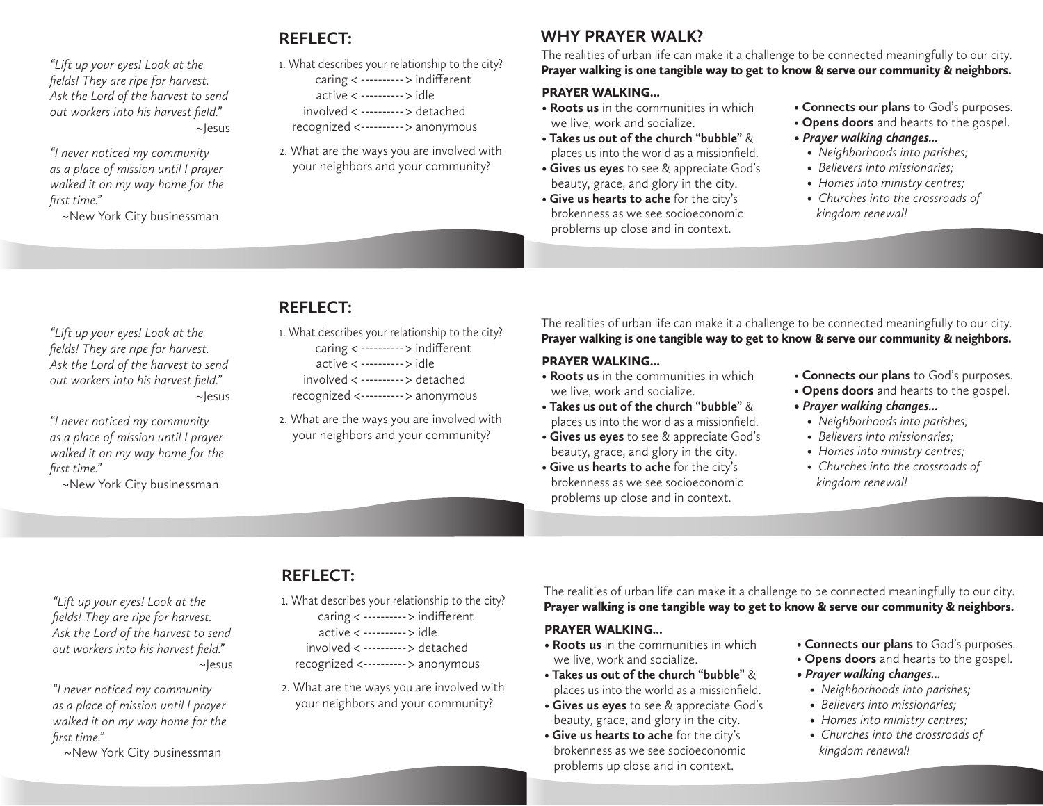*"Lift up your eyes! Look at the fields! They are ripe for harvest. Ask the Lord of the harvest to send out workers into his harvest field."*
~Jesus

*"I never noticed my community as a place of mission until I prayer walked it on my way home for the first time."*
~New York City businessman

## REFLECT:

1. What describes your relationship to the city?
   caring < ----------> indifferent
   active < ----------> idle
   involved < ----------> detached
   recognized <----------> anonymous
2. What are the ways you are involved with your neighbors and your community?

## WHY PRAYER WALK?

The realities of urban life can make it a challenge to be connected meaningfully to our city. **Prayer walking is one tangible way to get to know & serve our community & neighbors.**

**PRAYER WALKING...**

- **Roots us** in the communities in which we live, work and socialize.
- **Takes us out of the church "bubble"** & places us into the world as a missionfield.
- **Gives us eyes** to see & appreciate God's beauty, grace, and glory in the city.
- **Give us hearts to ache** for the city's brokenness as we see socioeconomic problems up close and in context.
- **Connects our plans** to God's purposes.
- **Opens doors** and hearts to the gospel.
- ***Prayer walking changes...***
  - *Neighborhoods into parishes;*
  - *Believers into missionaries;*
  - *Homes into ministry centres;*
  - *Churches into the crossroads of kingdom renewal!*

---

*"Lift up your eyes! Look at the fields! They are ripe for harvest. Ask the Lord of the harvest to send out workers into his harvest field."*
~Jesus

*"I never noticed my community as a place of mission until I prayer walked it on my way home for the first time."*
~New York City businessman

## REFLECT:

1. What describes your relationship to the city?
   caring < ----------> indifferent
   active < ----------> idle
   involved < ----------> detached
   recognized <----------> anonymous
2. What are the ways you are involved with your neighbors and your community?

The realities of urban life can make it a challenge to be connected meaningfully to our city. **Prayer walking is one tangible way to get to know & serve our community & neighbors.**

**PRAYER WALKING...**

- **Roots us** in the communities in which we live, work and socialize.
- **Takes us out of the church "bubble"** & places us into the world as a missionfield.
- **Gives us eyes** to see & appreciate God's beauty, grace, and glory in the city.
- **Give us hearts to ache** for the city's brokenness as we see socioeconomic problems up close and in context.
- **Connects our plans** to God's purposes.
- **Opens doors** and hearts to the gospel.
- ***Prayer walking changes...***
  - *Neighborhoods into parishes;*
  - *Believers into missionaries;*
  - *Homes into ministry centres;*
  - *Churches into the crossroads of kingdom renewal!*

---

*"Lift up your eyes! Look at the fields! They are ripe for harvest. Ask the Lord of the harvest to send out workers into his harvest field."*
~Jesus

*"I never noticed my community as a place of mission until I prayer walked it on my way home for the first time."*
~New York City businessman

## REFLECT:

1. What describes your relationship to the city?
   caring < ----------> indifferent
   active < ----------> idle
   involved < ----------> detached
   recognized <----------> anonymous
2. What are the ways you are involved with your neighbors and your community?

The realities of urban life can make it a challenge to be connected meaningfully to our city. **Prayer walking is one tangible way to get to know & serve our community & neighbors.**

**PRAYER WALKING...**

- **Roots us** in the communities in which we live, work and socialize.
- **Takes us out of the church "bubble"** & places us into the world as a missionfield.
- **Gives us eyes** to see & appreciate God's beauty, grace, and glory in the city.
- **Give us hearts to ache** for the city's brokenness as we see socioeconomic problems up close and in context.
- **Connects our plans** to God's purposes.
- **Opens doors** and hearts to the gospel.
- ***Prayer walking changes...***
  - *Neighborhoods into parishes;*
  - *Believers into missionaries;*
  - *Homes into ministry centres;*
  - *Churches into the crossroads of kingdom renewal!*